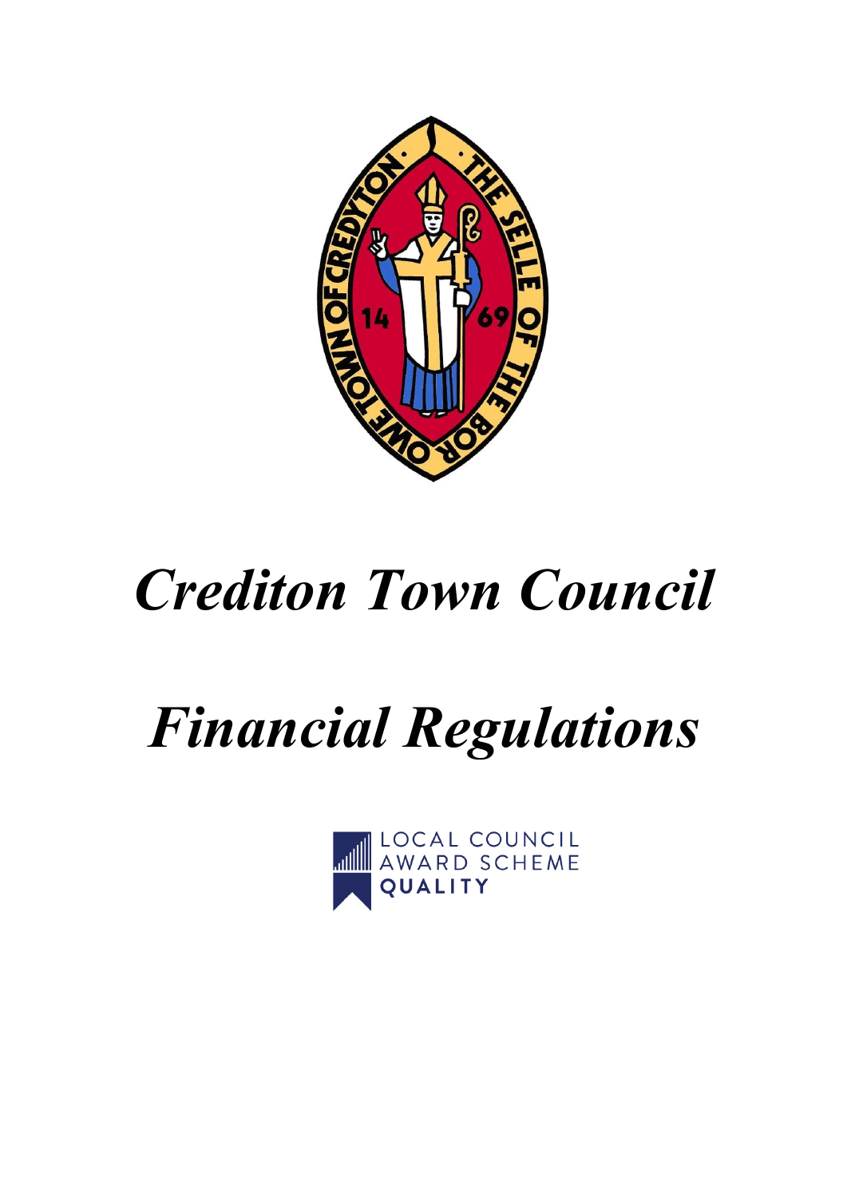# *Crediton Town Council*

# *Financial Regulations*

LOCAL COUNCIL AWARD SCHEME
QUALITY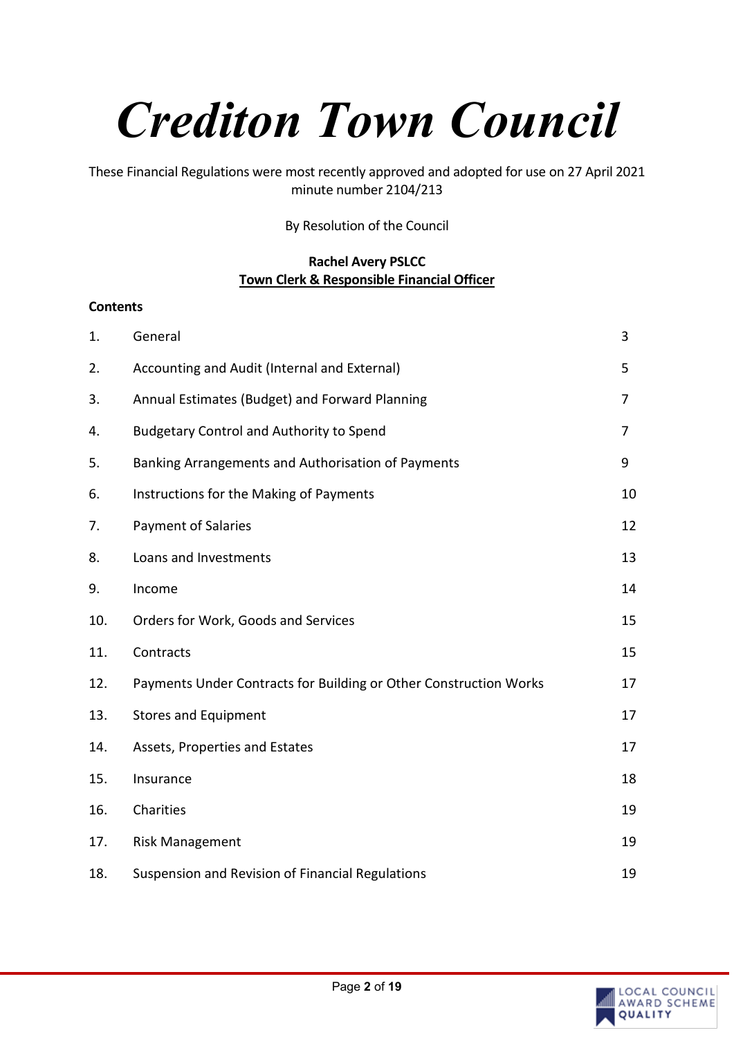# *Crediton Town Council*

These Financial Regulations were most recently approved and adopted for use on 27 April 2021 minute number 2104/213

By Resolution of the Council

**Rachel Avery PSLCC**
**Town Clerk & Responsible Financial Officer**

**Contents**

| | | |
|---|---|---|
| 1. | General | 3 |
| 2. | Accounting and Audit (Internal and External) | 5 |
| 3. | Annual Estimates (Budget) and Forward Planning | 7 |
| 4. | Budgetary Control and Authority to Spend | 7 |
| 5. | Banking Arrangements and Authorisation of Payments | 9 |
| 6. | Instructions for the Making of Payments | 10 |
| 7. | Payment of Salaries | 12 |
| 8. | Loans and Investments | 13 |
| 9. | Income | 14 |
| 10. | Orders for Work, Goods and Services | 15 |
| 11. | Contracts | 15 |
| 12. | Payments Under Contracts for Building or Other Construction Works | 17 |
| 13. | Stores and Equipment | 17 |
| 14. | Assets, Properties and Estates | 17 |
| 15. | Insurance | 18 |
| 16. | Charities | 19 |
| 17. | Risk Management | 19 |
| 18. | Suspension and Revision of Financial Regulations | 19 |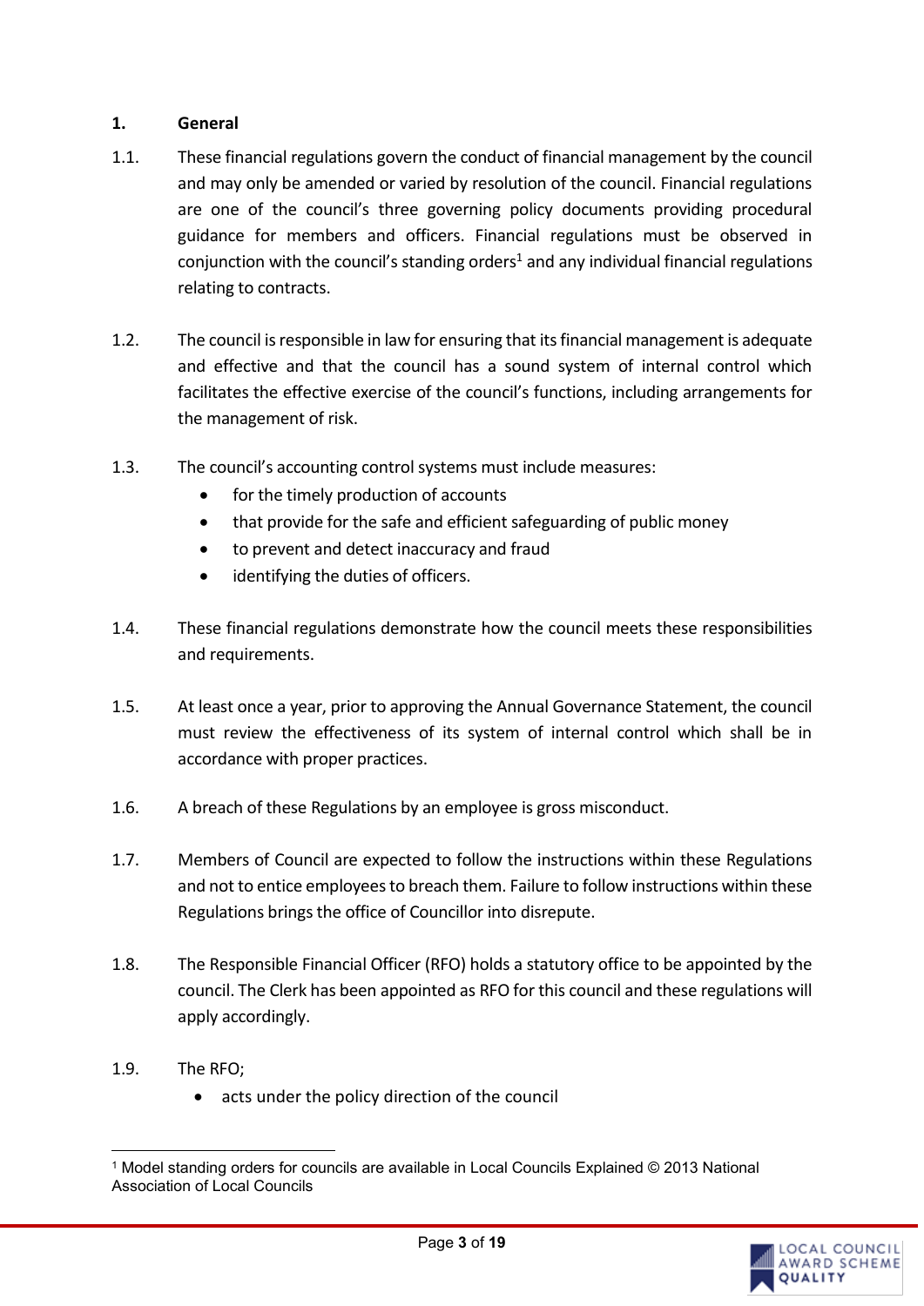## 1. General

1.1. These financial regulations govern the conduct of financial management by the council and may only be amended or varied by resolution of the council. Financial regulations are one of the council's three governing policy documents providing procedural guidance for members and officers. Financial regulations must be observed in conjunction with the council's standing orders[1] and any individual financial regulations relating to contracts.

1.2. The council is responsible in law for ensuring that its financial management is adequate and effective and that the council has a sound system of internal control which facilitates the effective exercise of the council's functions, including arrangements for the management of risk.

1.3. The council's accounting control systems must include measures:

- for the timely production of accounts
- that provide for the safe and efficient safeguarding of public money
- to prevent and detect inaccuracy and fraud
- identifying the duties of officers.

1.4. These financial regulations demonstrate how the council meets these responsibilities and requirements.

1.5. At least once a year, prior to approving the Annual Governance Statement, the council must review the effectiveness of its system of internal control which shall be in accordance with proper practices.

1.6. A breach of these Regulations by an employee is gross misconduct.

1.7. Members of Council are expected to follow the instructions within these Regulations and not to entice employees to breach them. Failure to follow instructions within these Regulations brings the office of Councillor into disrepute.

1.8. The Responsible Financial Officer (RFO) holds a statutory office to be appointed by the council. The Clerk has been appointed as RFO for this council and these regulations will apply accordingly.

1.9. The RFO;

- acts under the policy direction of the council

[1] Model standing orders for councils are available in Local Councils Explained © 2013 National Association of Local Councils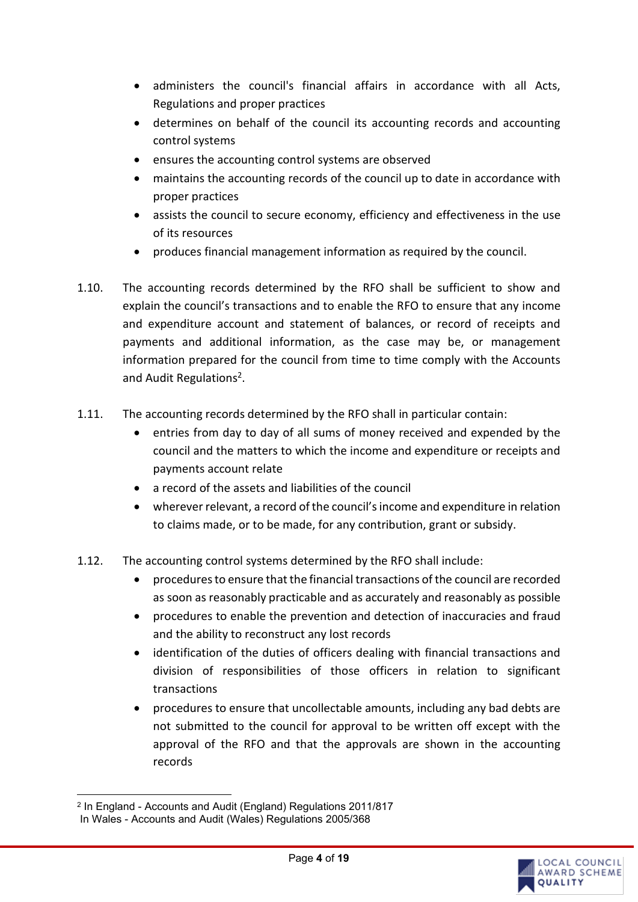- administers the council's financial affairs in accordance with all Acts, Regulations and proper practices
- determines on behalf of the council its accounting records and accounting control systems
- ensures the accounting control systems are observed
- maintains the accounting records of the council up to date in accordance with proper practices
- assists the council to secure economy, efficiency and effectiveness in the use of its resources
- produces financial management information as required by the council.

1.10. The accounting records determined by the RFO shall be sufficient to show and explain the council's transactions and to enable the RFO to ensure that any income and expenditure account and statement of balances, or record of receipts and payments and additional information, as the case may be, or management information prepared for the council from time to time comply with the Accounts and Audit Regulations[2].

1.11. The accounting records determined by the RFO shall in particular contain:

- entries from day to day of all sums of money received and expended by the council and the matters to which the income and expenditure or receipts and payments account relate
- a record of the assets and liabilities of the council
- wherever relevant, a record of the council's income and expenditure in relation to claims made, or to be made, for any contribution, grant or subsidy.

1.12. The accounting control systems determined by the RFO shall include:

- procedures to ensure that the financial transactions of the council are recorded as soon as reasonably practicable and as accurately and reasonably as possible
- procedures to enable the prevention and detection of inaccuracies and fraud and the ability to reconstruct any lost records
- identification of the duties of officers dealing with financial transactions and division of responsibilities of those officers in relation to significant transactions
- procedures to ensure that uncollectable amounts, including any bad debts are not submitted to the council for approval to be written off except with the approval of the RFO and that the approvals are shown in the accounting records

---

[2] In England - Accounts and Audit (England) Regulations 2011/817
In Wales - Accounts and Audit (Wales) Regulations 2005/368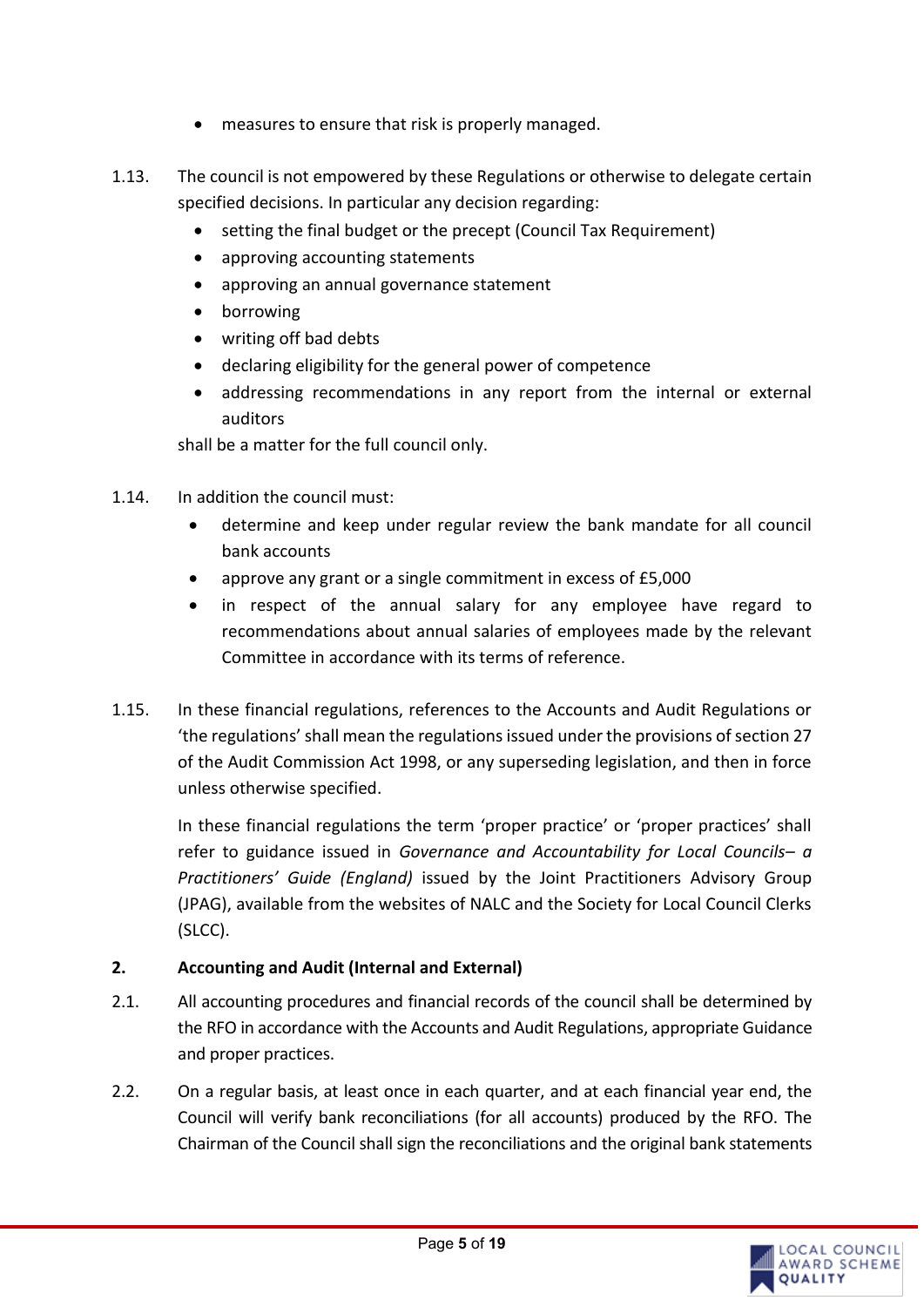- measures to ensure that risk is properly managed.

1.13. The council is not empowered by these Regulations or otherwise to delegate certain specified decisions. In particular any decision regarding:
   - setting the final budget or the precept (Council Tax Requirement)
   - approving accounting statements
   - approving an annual governance statement
   - borrowing
   - writing off bad debts
   - declaring eligibility for the general power of competence
   - addressing recommendations in any report from the internal or external auditors

   shall be a matter for the full council only.

1.14. In addition the council must:
   - determine and keep under regular review the bank mandate for all council bank accounts
   - approve any grant or a single commitment in excess of £5,000
   - in respect of the annual salary for any employee have regard to recommendations about annual salaries of employees made by the relevant Committee in accordance with its terms of reference.

1.15. In these financial regulations, references to the Accounts and Audit Regulations or 'the regulations' shall mean the regulations issued under the provisions of section 27 of the Audit Commission Act 1998, or any superseding legislation, and then in force unless otherwise specified.

   In these financial regulations the term 'proper practice' or 'proper practices' shall refer to guidance issued in *Governance and Accountability for Local Councils– a Practitioners' Guide (England)* issued by the Joint Practitioners Advisory Group (JPAG), available from the websites of NALC and the Society for Local Council Clerks (SLCC).

## 2. Accounting and Audit (Internal and External)

2.1. All accounting procedures and financial records of the council shall be determined by the RFO in accordance with the Accounts and Audit Regulations, appropriate Guidance and proper practices.

2.2. On a regular basis, at least once in each quarter, and at each financial year end, the Council will verify bank reconciliations (for all accounts) produced by the RFO. The Chairman of the Council shall sign the reconciliations and the original bank statements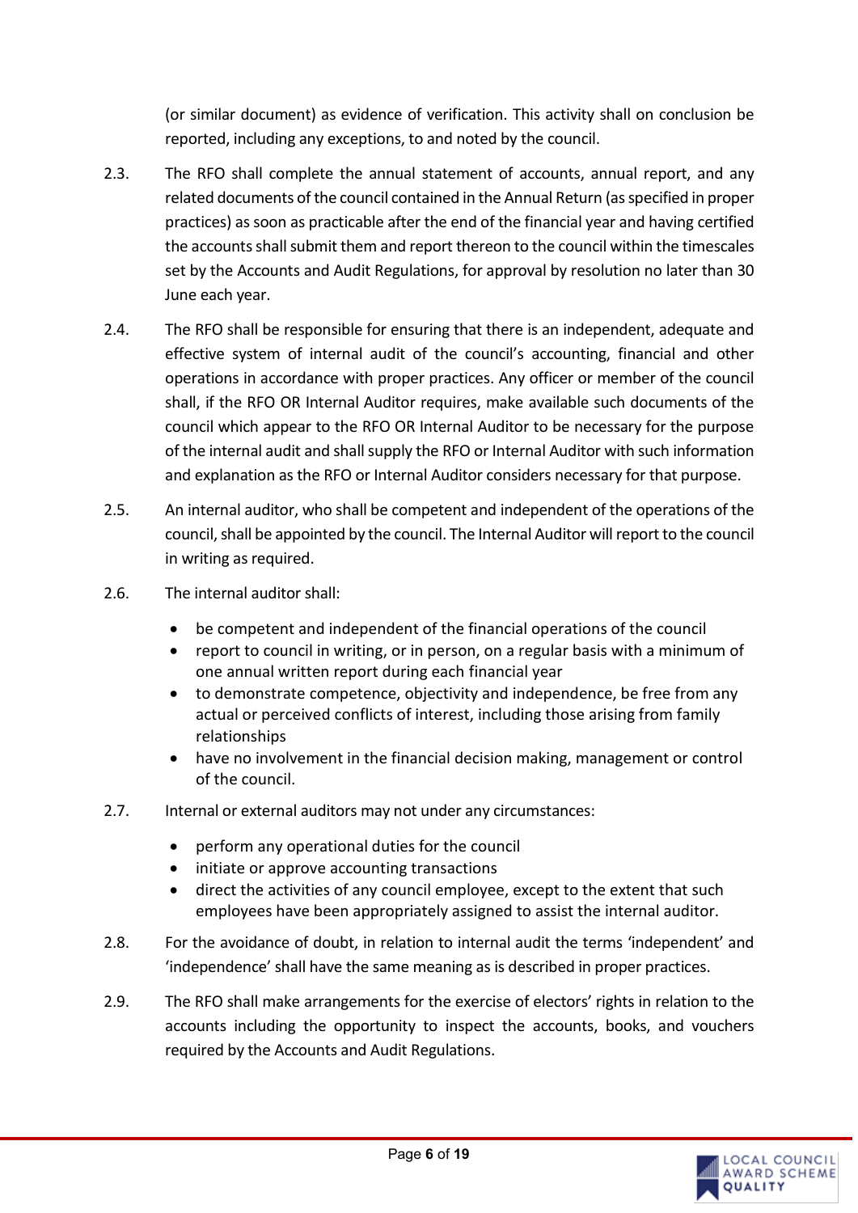(or similar document) as evidence of verification. This activity shall on conclusion be reported, including any exceptions, to and noted by the council.

2.3. The RFO shall complete the annual statement of accounts, annual report, and any related documents of the council contained in the Annual Return (as specified in proper practices) as soon as practicable after the end of the financial year and having certified the accounts shall submit them and report thereon to the council within the timescales set by the Accounts and Audit Regulations, for approval by resolution no later than 30 June each year.

2.4. The RFO shall be responsible for ensuring that there is an independent, adequate and effective system of internal audit of the council's accounting, financial and other operations in accordance with proper practices. Any officer or member of the council shall, if the RFO OR Internal Auditor requires, make available such documents of the council which appear to the RFO OR Internal Auditor to be necessary for the purpose of the internal audit and shall supply the RFO or Internal Auditor with such information and explanation as the RFO or Internal Auditor considers necessary for that purpose.

2.5. An internal auditor, who shall be competent and independent of the operations of the council, shall be appointed by the council. The Internal Auditor will report to the council in writing as required.

2.6. The internal auditor shall:

- be competent and independent of the financial operations of the council
- report to council in writing, or in person, on a regular basis with a minimum of one annual written report during each financial year
- to demonstrate competence, objectivity and independence, be free from any actual or perceived conflicts of interest, including those arising from family relationships
- have no involvement in the financial decision making, management or control of the council.

2.7. Internal or external auditors may not under any circumstances:

- perform any operational duties for the council
- initiate or approve accounting transactions
- direct the activities of any council employee, except to the extent that such employees have been appropriately assigned to assist the internal auditor.

2.8. For the avoidance of doubt, in relation to internal audit the terms 'independent' and 'independence' shall have the same meaning as is described in proper practices.

2.9. The RFO shall make arrangements for the exercise of electors' rights in relation to the accounts including the opportunity to inspect the accounts, books, and vouchers required by the Accounts and Audit Regulations.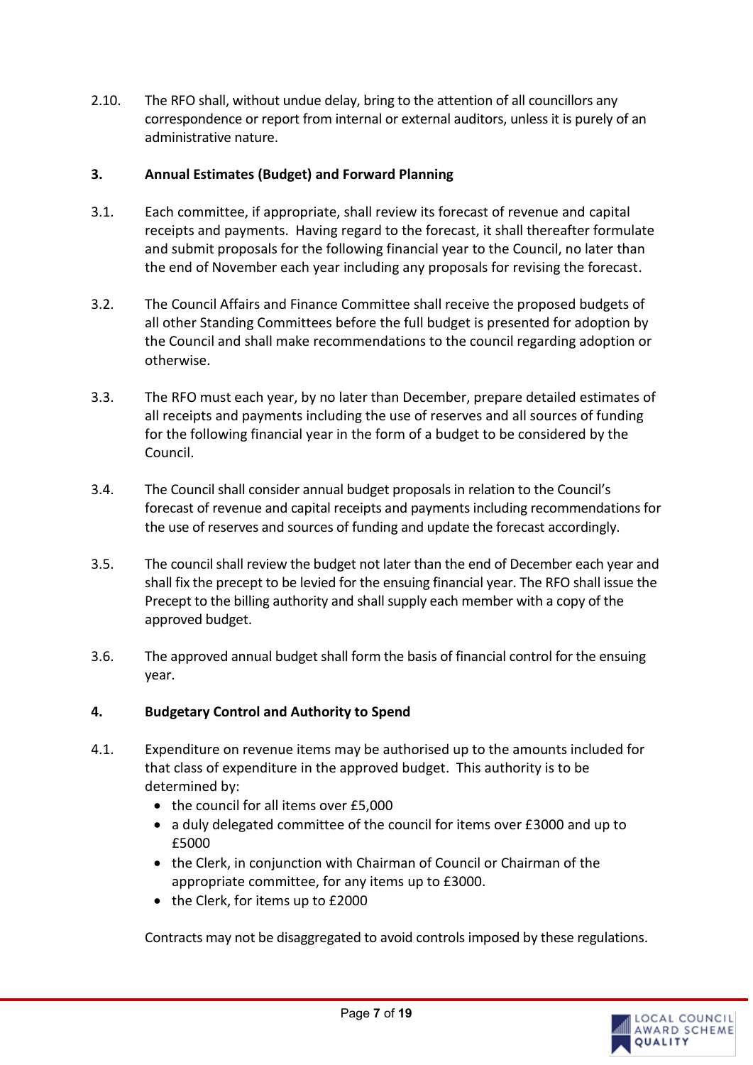2.10. The RFO shall, without undue delay, bring to the attention of all councillors any correspondence or report from internal or external auditors, unless it is purely of an administrative nature.

## 3. Annual Estimates (Budget) and Forward Planning

3.1. Each committee, if appropriate, shall review its forecast of revenue and capital receipts and payments. Having regard to the forecast, it shall thereafter formulate and submit proposals for the following financial year to the Council, no later than the end of November each year including any proposals for revising the forecast.

3.2. The Council Affairs and Finance Committee shall receive the proposed budgets of all other Standing Committees before the full budget is presented for adoption by the Council and shall make recommendations to the council regarding adoption or otherwise.

3.3. The RFO must each year, by no later than December, prepare detailed estimates of all receipts and payments including the use of reserves and all sources of funding for the following financial year in the form of a budget to be considered by the Council.

3.4. The Council shall consider annual budget proposals in relation to the Council's forecast of revenue and capital receipts and payments including recommendations for the use of reserves and sources of funding and update the forecast accordingly.

3.5. The council shall review the budget not later than the end of December each year and shall fix the precept to be levied for the ensuing financial year. The RFO shall issue the Precept to the billing authority and shall supply each member with a copy of the approved budget.

3.6. The approved annual budget shall form the basis of financial control for the ensuing year.

## 4. Budgetary Control and Authority to Spend

4.1. Expenditure on revenue items may be authorised up to the amounts included for that class of expenditure in the approved budget. This authority is to be determined by:

- the council for all items over £5,000
- a duly delegated committee of the council for items over £3000 and up to £5000
- the Clerk, in conjunction with Chairman of Council or Chairman of the appropriate committee, for any items up to £3000.
- the Clerk, for items up to £2000

Contracts may not be disaggregated to avoid controls imposed by these regulations.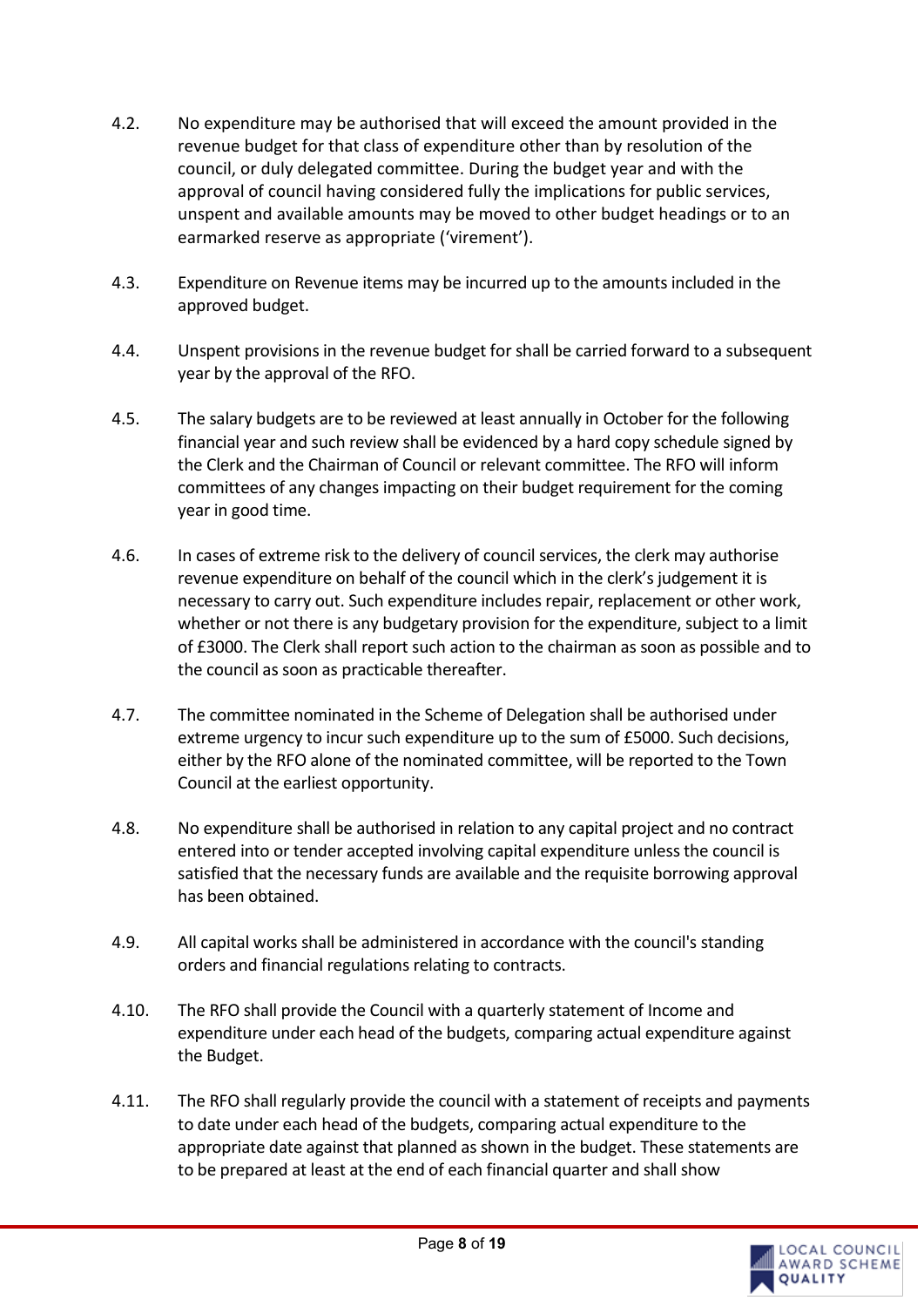4.2. No expenditure may be authorised that will exceed the amount provided in the revenue budget for that class of expenditure other than by resolution of the council, or duly delegated committee. During the budget year and with the approval of council having considered fully the implications for public services, unspent and available amounts may be moved to other budget headings or to an earmarked reserve as appropriate ('virement').

4.3. Expenditure on Revenue items may be incurred up to the amounts included in the approved budget.

4.4. Unspent provisions in the revenue budget for shall be carried forward to a subsequent year by the approval of the RFO.

4.5. The salary budgets are to be reviewed at least annually in October for the following financial year and such review shall be evidenced by a hard copy schedule signed by the Clerk and the Chairman of Council or relevant committee. The RFO will inform committees of any changes impacting on their budget requirement for the coming year in good time.

4.6. In cases of extreme risk to the delivery of council services, the clerk may authorise revenue expenditure on behalf of the council which in the clerk's judgement it is necessary to carry out. Such expenditure includes repair, replacement or other work, whether or not there is any budgetary provision for the expenditure, subject to a limit of £3000. The Clerk shall report such action to the chairman as soon as possible and to the council as soon as practicable thereafter.

4.7. The committee nominated in the Scheme of Delegation shall be authorised under extreme urgency to incur such expenditure up to the sum of £5000. Such decisions, either by the RFO alone of the nominated committee, will be reported to the Town Council at the earliest opportunity.

4.8. No expenditure shall be authorised in relation to any capital project and no contract entered into or tender accepted involving capital expenditure unless the council is satisfied that the necessary funds are available and the requisite borrowing approval has been obtained.

4.9. All capital works shall be administered in accordance with the council's standing orders and financial regulations relating to contracts.

4.10. The RFO shall provide the Council with a quarterly statement of Income and expenditure under each head of the budgets, comparing actual expenditure against the Budget.

4.11. The RFO shall regularly provide the council with a statement of receipts and payments to date under each head of the budgets, comparing actual expenditure to the appropriate date against that planned as shown in the budget. These statements are to be prepared at least at the end of each financial quarter and shall show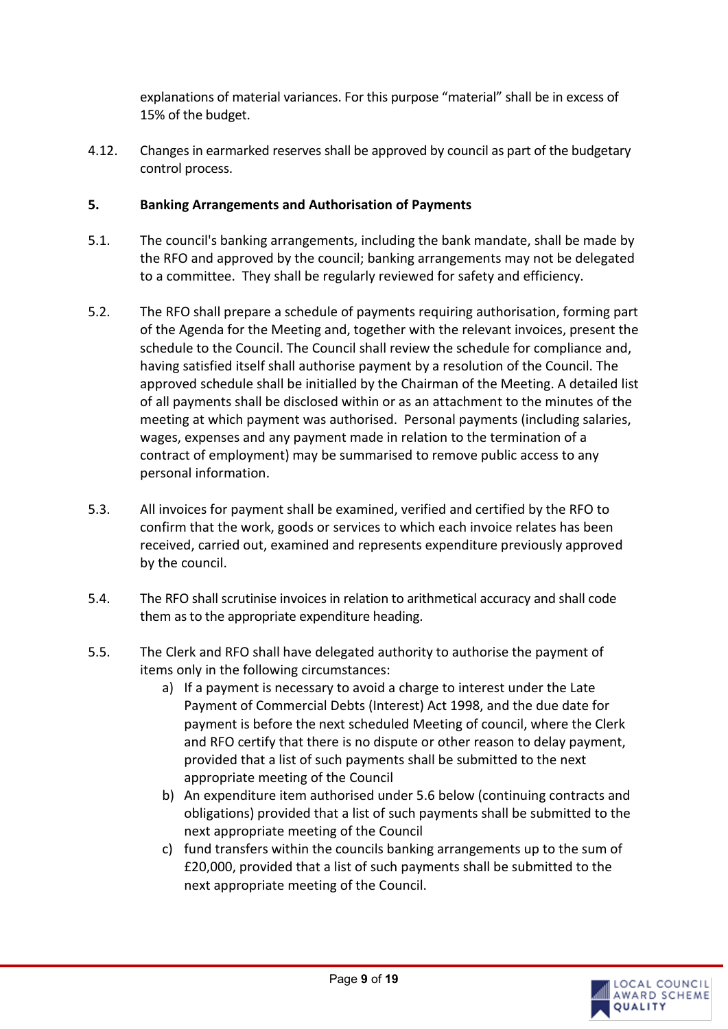explanations of material variances. For this purpose "material" shall be in excess of 15% of the budget.

4.12. Changes in earmarked reserves shall be approved by council as part of the budgetary control process.

## 5. Banking Arrangements and Authorisation of Payments

5.1. The council's banking arrangements, including the bank mandate, shall be made by the RFO and approved by the council; banking arrangements may not be delegated to a committee. They shall be regularly reviewed for safety and efficiency.

5.2. The RFO shall prepare a schedule of payments requiring authorisation, forming part of the Agenda for the Meeting and, together with the relevant invoices, present the schedule to the Council. The Council shall review the schedule for compliance and, having satisfied itself shall authorise payment by a resolution of the Council. The approved schedule shall be initialled by the Chairman of the Meeting. A detailed list of all payments shall be disclosed within or as an attachment to the minutes of the meeting at which payment was authorised. Personal payments (including salaries, wages, expenses and any payment made in relation to the termination of a contract of employment) may be summarised to remove public access to any personal information.

5.3. All invoices for payment shall be examined, verified and certified by the RFO to confirm that the work, goods or services to which each invoice relates has been received, carried out, examined and represents expenditure previously approved by the council.

5.4. The RFO shall scrutinise invoices in relation to arithmetical accuracy and shall code them as to the appropriate expenditure heading.

5.5. The Clerk and RFO shall have delegated authority to authorise the payment of items only in the following circumstances:

a) If a payment is necessary to avoid a charge to interest under the Late Payment of Commercial Debts (Interest) Act 1998, and the due date for payment is before the next scheduled Meeting of council, where the Clerk and RFO certify that there is no dispute or other reason to delay payment, provided that a list of such payments shall be submitted to the next appropriate meeting of the Council

b) An expenditure item authorised under 5.6 below (continuing contracts and obligations) provided that a list of such payments shall be submitted to the next appropriate meeting of the Council

c) fund transfers within the councils banking arrangements up to the sum of £20,000, provided that a list of such payments shall be submitted to the next appropriate meeting of the Council.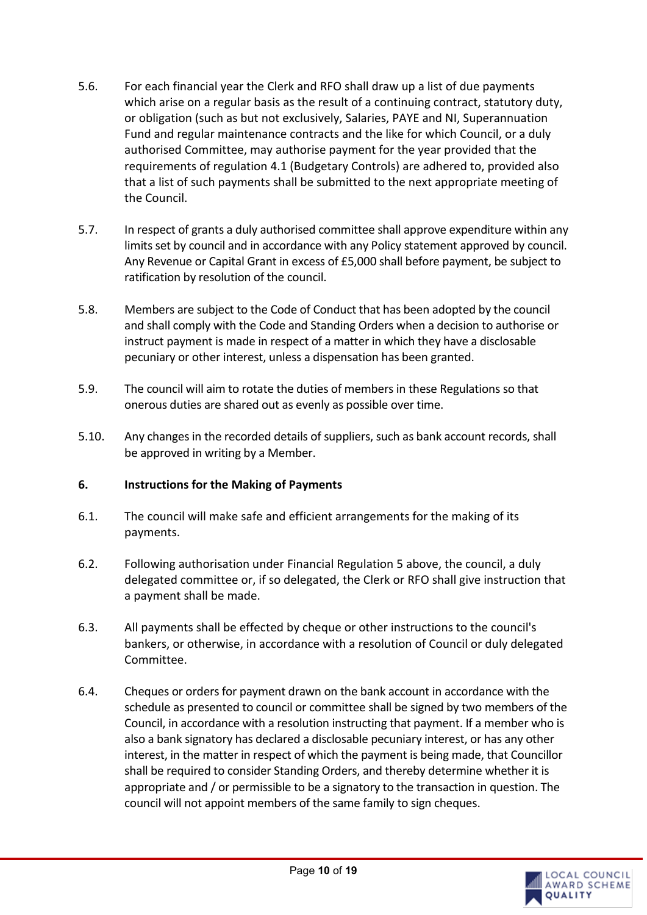5.6. For each financial year the Clerk and RFO shall draw up a list of due payments which arise on a regular basis as the result of a continuing contract, statutory duty, or obligation (such as but not exclusively, Salaries, PAYE and NI, Superannuation Fund and regular maintenance contracts and the like for which Council, or a duly authorised Committee, may authorise payment for the year provided that the requirements of regulation 4.1 (Budgetary Controls) are adhered to, provided also that a list of such payments shall be submitted to the next appropriate meeting of the Council.

5.7. In respect of grants a duly authorised committee shall approve expenditure within any limits set by council and in accordance with any Policy statement approved by council. Any Revenue or Capital Grant in excess of £5,000 shall before payment, be subject to ratification by resolution of the council.

5.8. Members are subject to the Code of Conduct that has been adopted by the council and shall comply with the Code and Standing Orders when a decision to authorise or instruct payment is made in respect of a matter in which they have a disclosable pecuniary or other interest, unless a dispensation has been granted.

5.9. The council will aim to rotate the duties of members in these Regulations so that onerous duties are shared out as evenly as possible over time.

5.10. Any changes in the recorded details of suppliers, such as bank account records, shall be approved in writing by a Member.

**6. Instructions for the Making of Payments**

6.1. The council will make safe and efficient arrangements for the making of its payments.

6.2. Following authorisation under Financial Regulation 5 above, the council, a duly delegated committee or, if so delegated, the Clerk or RFO shall give instruction that a payment shall be made.

6.3. All payments shall be effected by cheque or other instructions to the council's bankers, or otherwise, in accordance with a resolution of Council or duly delegated Committee.

6.4. Cheques or orders for payment drawn on the bank account in accordance with the schedule as presented to council or committee shall be signed by two members of the Council, in accordance with a resolution instructing that payment. If a member who is also a bank signatory has declared a disclosable pecuniary interest, or has any other interest, in the matter in respect of which the payment is being made, that Councillor shall be required to consider Standing Orders, and thereby determine whether it is appropriate and / or permissible to be a signatory to the transaction in question. The council will not appoint members of the same family to sign cheques.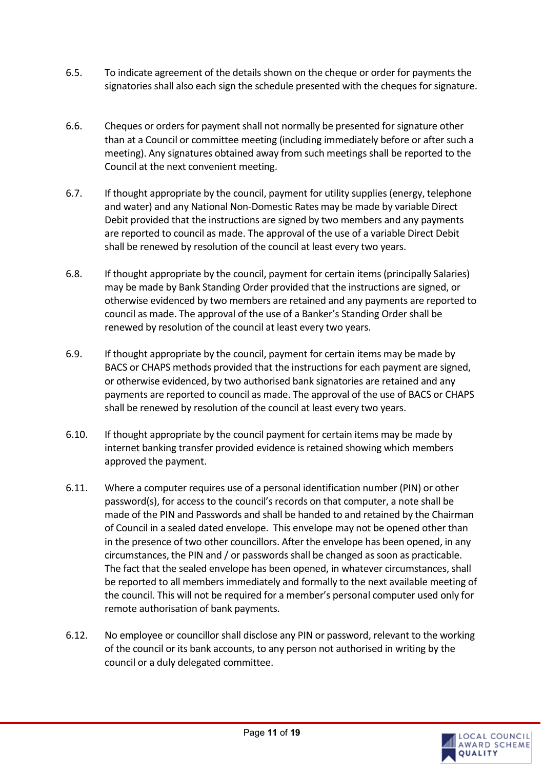6.5. To indicate agreement of the details shown on the cheque or order for payments the signatories shall also each sign the schedule presented with the cheques for signature.

6.6. Cheques or orders for payment shall not normally be presented for signature other than at a Council or committee meeting (including immediately before or after such a meeting). Any signatures obtained away from such meetings shall be reported to the Council at the next convenient meeting.

6.7. If thought appropriate by the council, payment for utility supplies (energy, telephone and water) and any National Non-Domestic Rates may be made by variable Direct Debit provided that the instructions are signed by two members and any payments are reported to council as made. The approval of the use of a variable Direct Debit shall be renewed by resolution of the council at least every two years.

6.8. If thought appropriate by the council, payment for certain items (principally Salaries) may be made by Bank Standing Order provided that the instructions are signed, or otherwise evidenced by two members are retained and any payments are reported to council as made. The approval of the use of a Banker's Standing Order shall be renewed by resolution of the council at least every two years.

6.9. If thought appropriate by the council, payment for certain items may be made by BACS or CHAPS methods provided that the instructions for each payment are signed, or otherwise evidenced, by two authorised bank signatories are retained and any payments are reported to council as made. The approval of the use of BACS or CHAPS shall be renewed by resolution of the council at least every two years.

6.10. If thought appropriate by the council payment for certain items may be made by internet banking transfer provided evidence is retained showing which members approved the payment.

6.11. Where a computer requires use of a personal identification number (PIN) or other password(s), for access to the council's records on that computer, a note shall be made of the PIN and Passwords and shall be handed to and retained by the Chairman of Council in a sealed dated envelope. This envelope may not be opened other than in the presence of two other councillors. After the envelope has been opened, in any circumstances, the PIN and / or passwords shall be changed as soon as practicable. The fact that the sealed envelope has been opened, in whatever circumstances, shall be reported to all members immediately and formally to the next available meeting of the council. This will not be required for a member's personal computer used only for remote authorisation of bank payments.

6.12. No employee or councillor shall disclose any PIN or password, relevant to the working of the council or its bank accounts, to any person not authorised in writing by the council or a duly delegated committee.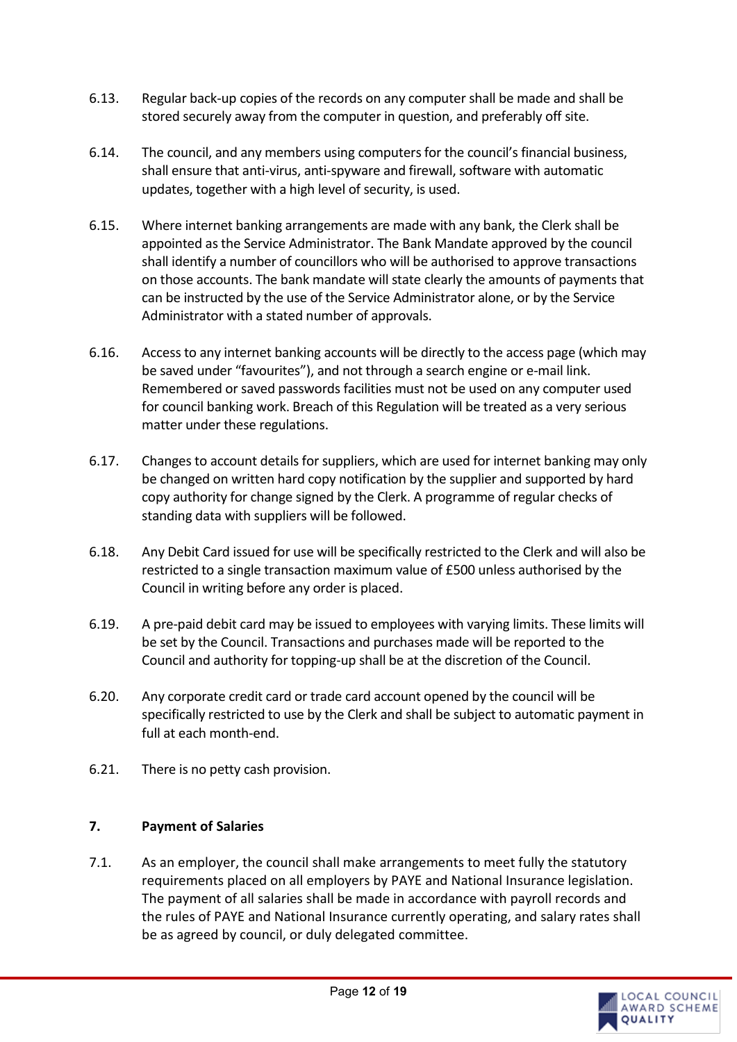6.13. Regular back-up copies of the records on any computer shall be made and shall be stored securely away from the computer in question, and preferably off site.

6.14. The council, and any members using computers for the council's financial business, shall ensure that anti-virus, anti-spyware and firewall, software with automatic updates, together with a high level of security, is used.

6.15. Where internet banking arrangements are made with any bank, the Clerk shall be appointed as the Service Administrator. The Bank Mandate approved by the council shall identify a number of councillors who will be authorised to approve transactions on those accounts. The bank mandate will state clearly the amounts of payments that can be instructed by the use of the Service Administrator alone, or by the Service Administrator with a stated number of approvals.

6.16. Access to any internet banking accounts will be directly to the access page (which may be saved under "favourites"), and not through a search engine or e-mail link. Remembered or saved passwords facilities must not be used on any computer used for council banking work. Breach of this Regulation will be treated as a very serious matter under these regulations.

6.17. Changes to account details for suppliers, which are used for internet banking may only be changed on written hard copy notification by the supplier and supported by hard copy authority for change signed by the Clerk. A programme of regular checks of standing data with suppliers will be followed.

6.18. Any Debit Card issued for use will be specifically restricted to the Clerk and will also be restricted to a single transaction maximum value of £500 unless authorised by the Council in writing before any order is placed.

6.19. A pre-paid debit card may be issued to employees with varying limits. These limits will be set by the Council. Transactions and purchases made will be reported to the Council and authority for topping-up shall be at the discretion of the Council.

6.20. Any corporate credit card or trade card account opened by the council will be specifically restricted to use by the Clerk and shall be subject to automatic payment in full at each month-end.

6.21. There is no petty cash provision.

## 7. Payment of Salaries

7.1. As an employer, the council shall make arrangements to meet fully the statutory requirements placed on all employers by PAYE and National Insurance legislation. The payment of all salaries shall be made in accordance with payroll records and the rules of PAYE and National Insurance currently operating, and salary rates shall be as agreed by council, or duly delegated committee.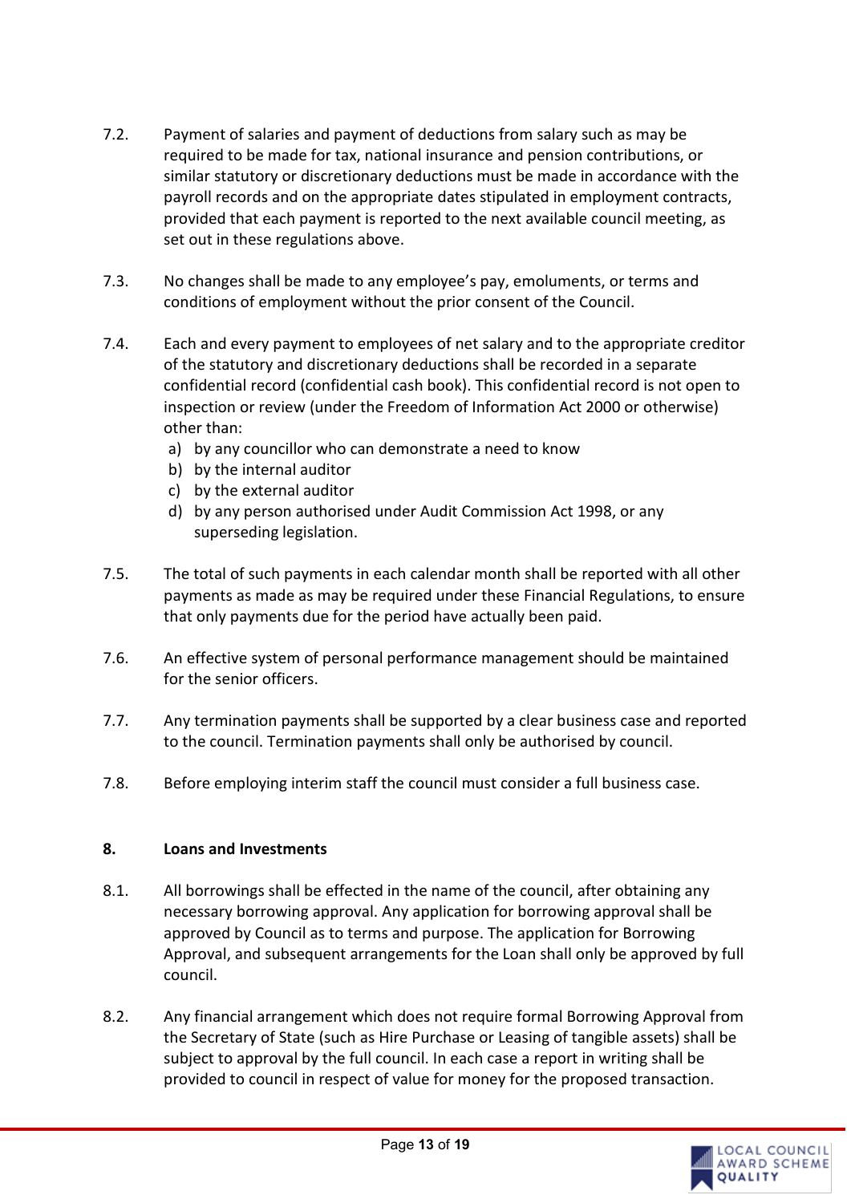7.2. Payment of salaries and payment of deductions from salary such as may be required to be made for tax, national insurance and pension contributions, or similar statutory or discretionary deductions must be made in accordance with the payroll records and on the appropriate dates stipulated in employment contracts, provided that each payment is reported to the next available council meeting, as set out in these regulations above.

7.3. No changes shall be made to any employee's pay, emoluments, or terms and conditions of employment without the prior consent of the Council.

7.4. Each and every payment to employees of net salary and to the appropriate creditor of the statutory and discretionary deductions shall be recorded in a separate confidential record (confidential cash book). This confidential record is not open to inspection or review (under the Freedom of Information Act 2000 or otherwise) other than:

a) by any councillor who can demonstrate a need to know
b) by the internal auditor
c) by the external auditor
d) by any person authorised under Audit Commission Act 1998, or any superseding legislation.

7.5. The total of such payments in each calendar month shall be reported with all other payments as made as may be required under these Financial Regulations, to ensure that only payments due for the period have actually been paid.

7.6. An effective system of personal performance management should be maintained for the senior officers.

7.7. Any termination payments shall be supported by a clear business case and reported to the council. Termination payments shall only be authorised by council.

7.8. Before employing interim staff the council must consider a full business case.

## 8. Loans and Investments

8.1. All borrowings shall be effected in the name of the council, after obtaining any necessary borrowing approval. Any application for borrowing approval shall be approved by Council as to terms and purpose. The application for Borrowing Approval, and subsequent arrangements for the Loan shall only be approved by full council.

8.2. Any financial arrangement which does not require formal Borrowing Approval from the Secretary of State (such as Hire Purchase or Leasing of tangible assets) shall be subject to approval by the full council. In each case a report in writing shall be provided to council in respect of value for money for the proposed transaction.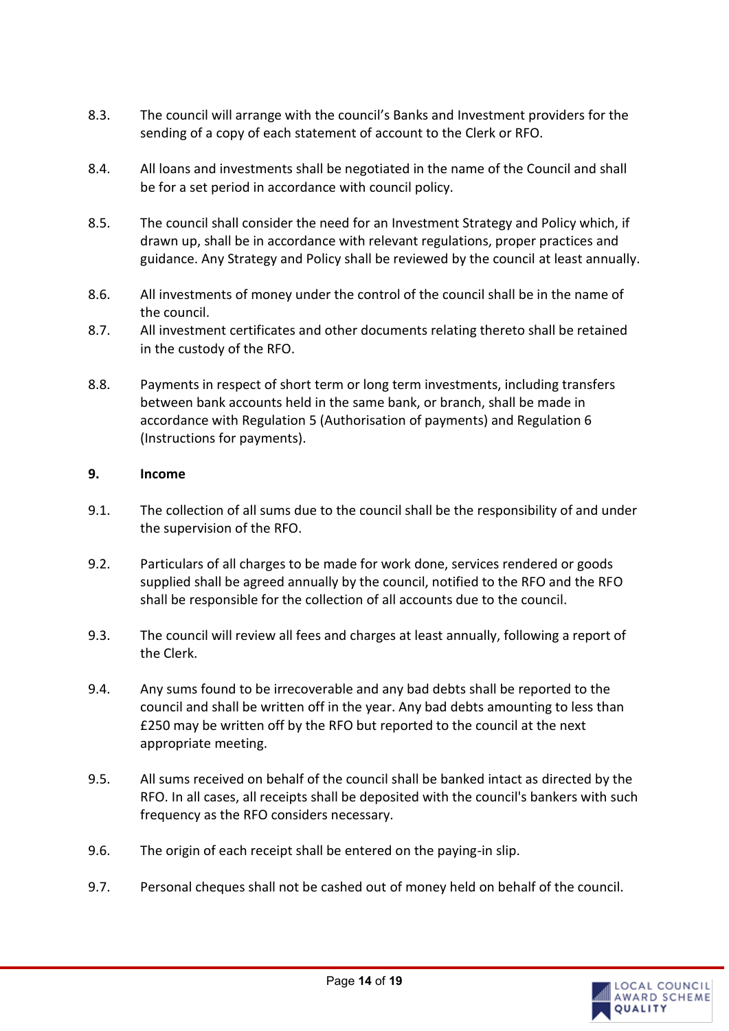8.3. The council will arrange with the council's Banks and Investment providers for the sending of a copy of each statement of account to the Clerk or RFO.

8.4. All loans and investments shall be negotiated in the name of the Council and shall be for a set period in accordance with council policy.

8.5. The council shall consider the need for an Investment Strategy and Policy which, if drawn up, shall be in accordance with relevant regulations, proper practices and guidance. Any Strategy and Policy shall be reviewed by the council at least annually.

8.6. All investments of money under the control of the council shall be in the name of the council.

8.7. All investment certificates and other documents relating thereto shall be retained in the custody of the RFO.

8.8. Payments in respect of short term or long term investments, including transfers between bank accounts held in the same bank, or branch, shall be made in accordance with Regulation 5 (Authorisation of payments) and Regulation 6 (Instructions for payments).

## 9. Income

9.1. The collection of all sums due to the council shall be the responsibility of and under the supervision of the RFO.

9.2. Particulars of all charges to be made for work done, services rendered or goods supplied shall be agreed annually by the council, notified to the RFO and the RFO shall be responsible for the collection of all accounts due to the council.

9.3. The council will review all fees and charges at least annually, following a report of the Clerk.

9.4. Any sums found to be irrecoverable and any bad debts shall be reported to the council and shall be written off in the year. Any bad debts amounting to less than £250 may be written off by the RFO but reported to the council at the next appropriate meeting.

9.5. All sums received on behalf of the council shall be banked intact as directed by the RFO. In all cases, all receipts shall be deposited with the council's bankers with such frequency as the RFO considers necessary.

9.6. The origin of each receipt shall be entered on the paying-in slip.

9.7. Personal cheques shall not be cashed out of money held on behalf of the council.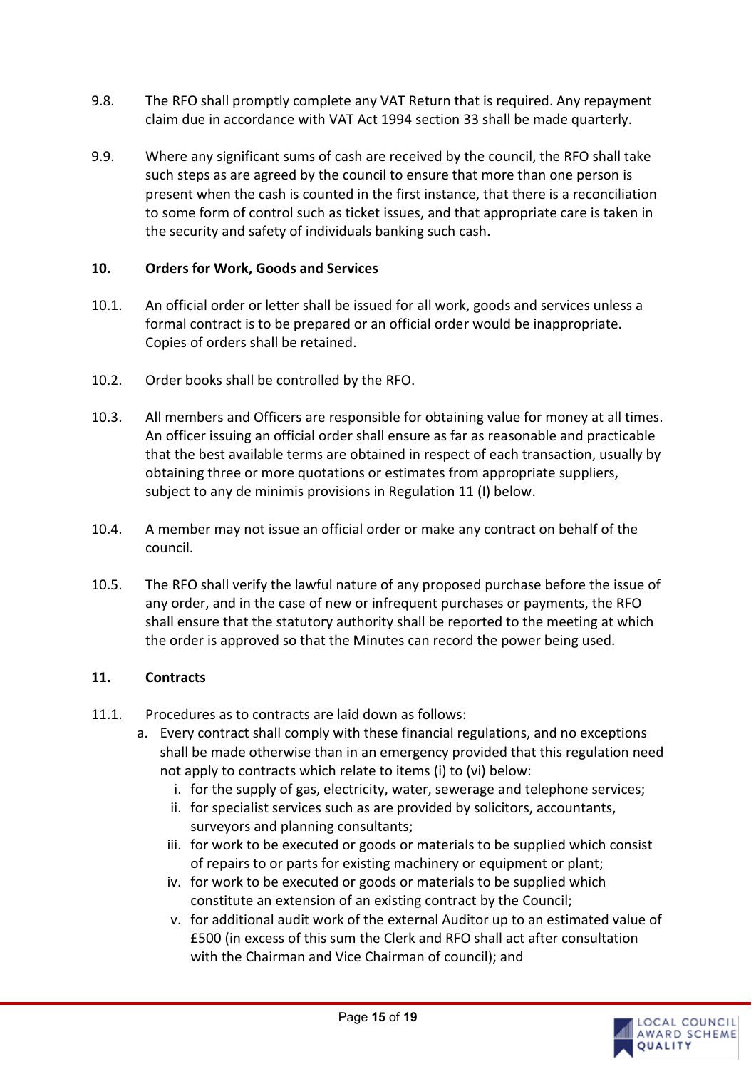9.8. The RFO shall promptly complete any VAT Return that is required. Any repayment claim due in accordance with VAT Act 1994 section 33 shall be made quarterly.

9.9. Where any significant sums of cash are received by the council, the RFO shall take such steps as are agreed by the council to ensure that more than one person is present when the cash is counted in the first instance, that there is a reconciliation to some form of control such as ticket issues, and that appropriate care is taken in the security and safety of individuals banking such cash.

## 10. Orders for Work, Goods and Services

10.1. An official order or letter shall be issued for all work, goods and services unless a formal contract is to be prepared or an official order would be inappropriate. Copies of orders shall be retained.

10.2. Order books shall be controlled by the RFO.

10.3. All members and Officers are responsible for obtaining value for money at all times. An officer issuing an official order shall ensure as far as reasonable and practicable that the best available terms are obtained in respect of each transaction, usually by obtaining three or more quotations or estimates from appropriate suppliers, subject to any de minimis provisions in Regulation 11 (I) below.

10.4. A member may not issue an official order or make any contract on behalf of the council.

10.5. The RFO shall verify the lawful nature of any proposed purchase before the issue of any order, and in the case of new or infrequent purchases or payments, the RFO shall ensure that the statutory authority shall be reported to the meeting at which the order is approved so that the Minutes can record the power being used.

## 11. Contracts

11.1. Procedures as to contracts are laid down as follows:

a. Every contract shall comply with these financial regulations, and no exceptions shall be made otherwise than in an emergency provided that this regulation need not apply to contracts which relate to items (i) to (vi) below:
   - i. for the supply of gas, electricity, water, sewerage and telephone services;
   - ii. for specialist services such as are provided by solicitors, accountants, surveyors and planning consultants;
   - iii. for work to be executed or goods or materials to be supplied which consist of repairs to or parts for existing machinery or equipment or plant;
   - iv. for work to be executed or goods or materials to be supplied which constitute an extension of an existing contract by the Council;
   - v. for additional audit work of the external Auditor up to an estimated value of £500 (in excess of this sum the Clerk and RFO shall act after consultation with the Chairman and Vice Chairman of council); and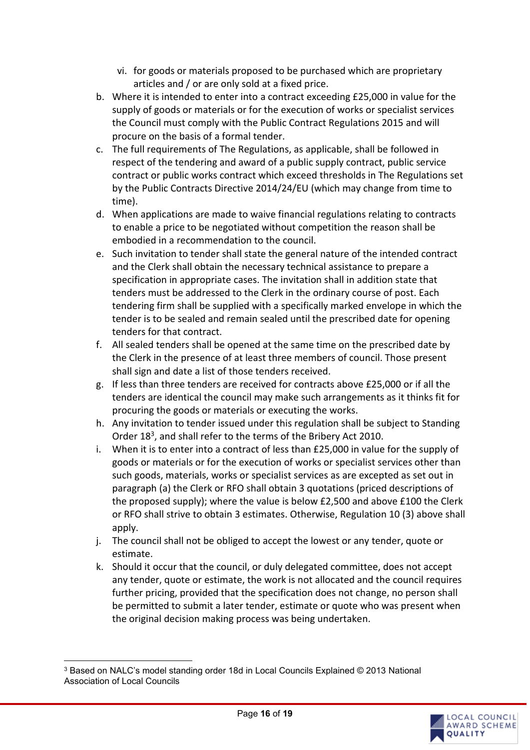vi. for goods or materials proposed to be purchased which are proprietary articles and / or are only sold at a fixed price.

b. Where it is intended to enter into a contract exceeding £25,000 in value for the supply of goods or materials or for the execution of works or specialist services the Council must comply with the Public Contract Regulations 2015 and will procure on the basis of a formal tender.
c. The full requirements of The Regulations, as applicable, shall be followed in respect of the tendering and award of a public supply contract, public service contract or public works contract which exceed thresholds in The Regulations set by the Public Contracts Directive 2014/24/EU (which may change from time to time).
d. When applications are made to waive financial regulations relating to contracts to enable a price to be negotiated without competition the reason shall be embodied in a recommendation to the council.
e. Such invitation to tender shall state the general nature of the intended contract and the Clerk shall obtain the necessary technical assistance to prepare a specification in appropriate cases. The invitation shall in addition state that tenders must be addressed to the Clerk in the ordinary course of post. Each tendering firm shall be supplied with a specifically marked envelope in which the tender is to be sealed and remain sealed until the prescribed date for opening tenders for that contract.
f. All sealed tenders shall be opened at the same time on the prescribed date by the Clerk in the presence of at least three members of council. Those present shall sign and date a list of those tenders received.
g. If less than three tenders are received for contracts above £25,000 or if all the tenders are identical the council may make such arrangements as it thinks fit for procuring the goods or materials or executing the works.
h. Any invitation to tender issued under this regulation shall be subject to Standing Order 18[3], and shall refer to the terms of the Bribery Act 2010.
i. When it is to enter into a contract of less than £25,000 in value for the supply of goods or materials or for the execution of works or specialist services other than such goods, materials, works or specialist services as are excepted as set out in paragraph (a) the Clerk or RFO shall obtain 3 quotations (priced descriptions of the proposed supply); where the value is below £2,500 and above £100 the Clerk or RFO shall strive to obtain 3 estimates. Otherwise, Regulation 10 (3) above shall apply.
j. The council shall not be obliged to accept the lowest or any tender, quote or estimate.
k. Should it occur that the council, or duly delegated committee, does not accept any tender, quote or estimate, the work is not allocated and the council requires further pricing, provided that the specification does not change, no person shall be permitted to submit a later tender, estimate or quote who was present when the original decision making process was being undertaken.

---

[3] Based on NALC's model standing order 18d in Local Councils Explained © 2013 National Association of Local Councils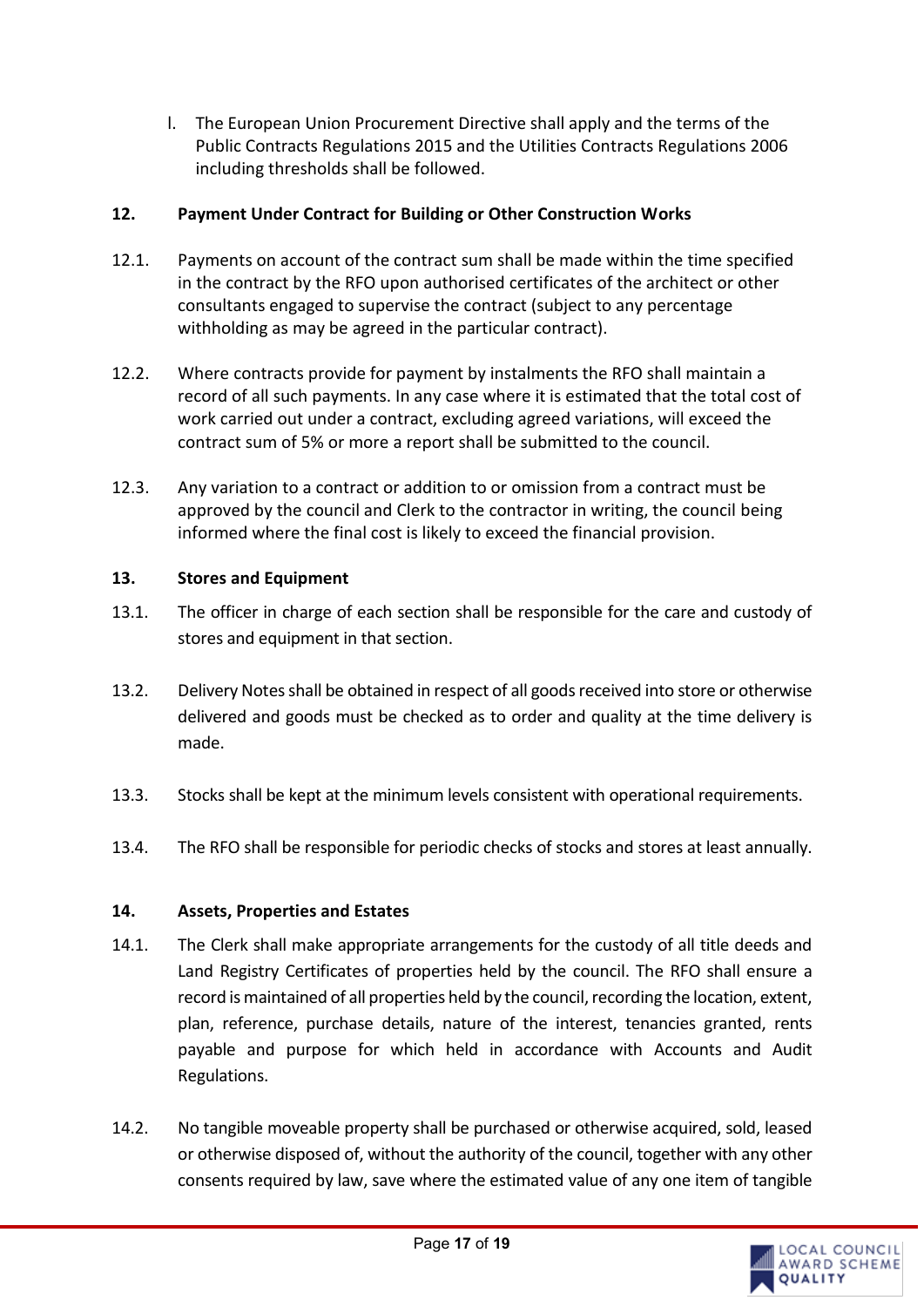l. The European Union Procurement Directive shall apply and the terms of the Public Contracts Regulations 2015 and the Utilities Contracts Regulations 2006 including thresholds shall be followed.

## 12. Payment Under Contract for Building or Other Construction Works

12.1. Payments on account of the contract sum shall be made within the time specified in the contract by the RFO upon authorised certificates of the architect or other consultants engaged to supervise the contract (subject to any percentage withholding as may be agreed in the particular contract).

12.2. Where contracts provide for payment by instalments the RFO shall maintain a record of all such payments. In any case where it is estimated that the total cost of work carried out under a contract, excluding agreed variations, will exceed the contract sum of 5% or more a report shall be submitted to the council.

12.3. Any variation to a contract or addition to or omission from a contract must be approved by the council and Clerk to the contractor in writing, the council being informed where the final cost is likely to exceed the financial provision.

## 13. Stores and Equipment

13.1. The officer in charge of each section shall be responsible for the care and custody of stores and equipment in that section.

13.2. Delivery Notes shall be obtained in respect of all goods received into store or otherwise delivered and goods must be checked as to order and quality at the time delivery is made.

13.3. Stocks shall be kept at the minimum levels consistent with operational requirements.

13.4. The RFO shall be responsible for periodic checks of stocks and stores at least annually.

## 14. Assets, Properties and Estates

14.1. The Clerk shall make appropriate arrangements for the custody of all title deeds and Land Registry Certificates of properties held by the council. The RFO shall ensure a record is maintained of all properties held by the council, recording the location, extent, plan, reference, purchase details, nature of the interest, tenancies granted, rents payable and purpose for which held in accordance with Accounts and Audit Regulations.

14.2. No tangible moveable property shall be purchased or otherwise acquired, sold, leased or otherwise disposed of, without the authority of the council, together with any other consents required by law, save where the estimated value of any one item of tangible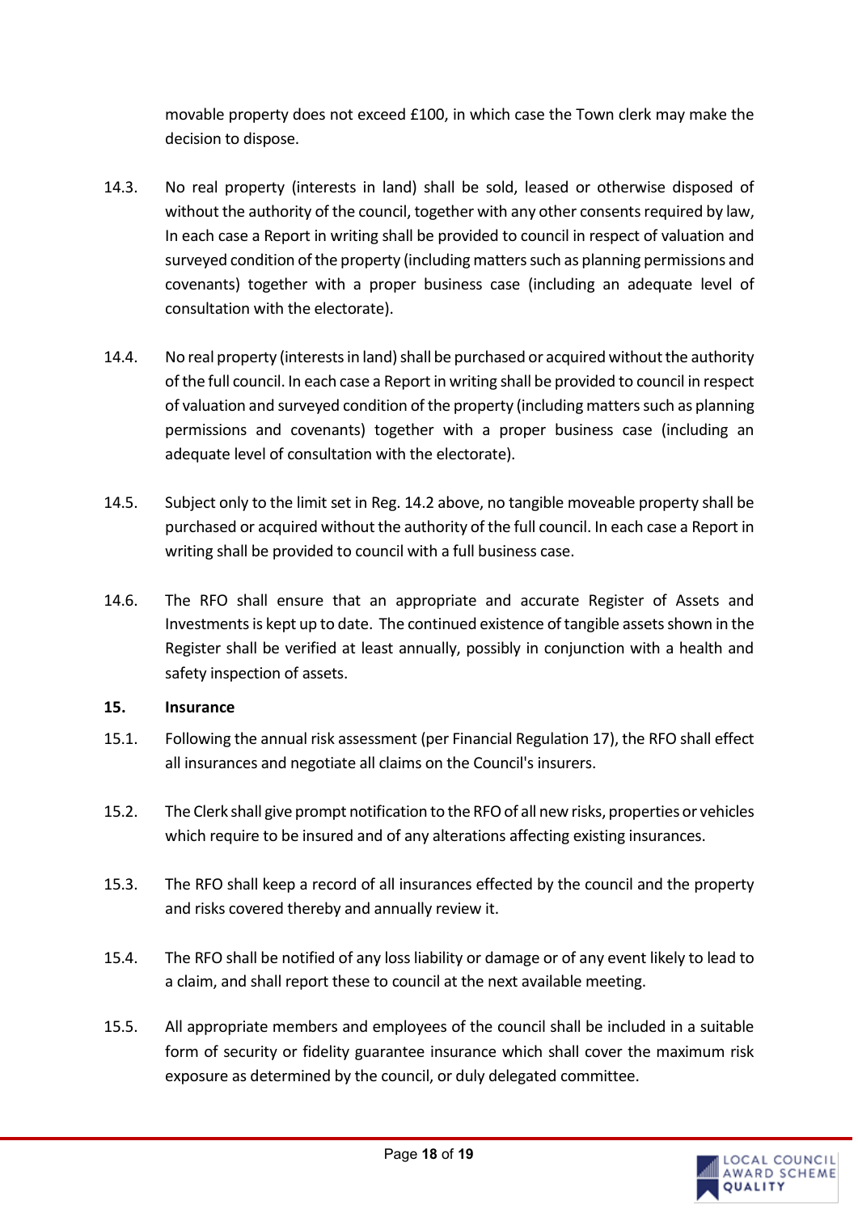movable property does not exceed £100, in which case the Town clerk may make the decision to dispose.

14.3. No real property (interests in land) shall be sold, leased or otherwise disposed of without the authority of the council, together with any other consents required by law, In each case a Report in writing shall be provided to council in respect of valuation and surveyed condition of the property (including matters such as planning permissions and covenants) together with a proper business case (including an adequate level of consultation with the electorate).

14.4. No real property (interests in land) shall be purchased or acquired without the authority of the full council. In each case a Report in writing shall be provided to council in respect of valuation and surveyed condition of the property (including matters such as planning permissions and covenants) together with a proper business case (including an adequate level of consultation with the electorate).

14.5. Subject only to the limit set in Reg. 14.2 above, no tangible moveable property shall be purchased or acquired without the authority of the full council. In each case a Report in writing shall be provided to council with a full business case.

14.6. The RFO shall ensure that an appropriate and accurate Register of Assets and Investments is kept up to date. The continued existence of tangible assets shown in the Register shall be verified at least annually, possibly in conjunction with a health and safety inspection of assets.

## 15. Insurance

15.1. Following the annual risk assessment (per Financial Regulation 17), the RFO shall effect all insurances and negotiate all claims on the Council's insurers.

15.2. The Clerk shall give prompt notification to the RFO of all new risks, properties or vehicles which require to be insured and of any alterations affecting existing insurances.

15.3. The RFO shall keep a record of all insurances effected by the council and the property and risks covered thereby and annually review it.

15.4. The RFO shall be notified of any loss liability or damage or of any event likely to lead to a claim, and shall report these to council at the next available meeting.

15.5. All appropriate members and employees of the council shall be included in a suitable form of security or fidelity guarantee insurance which shall cover the maximum risk exposure as determined by the council, or duly delegated committee.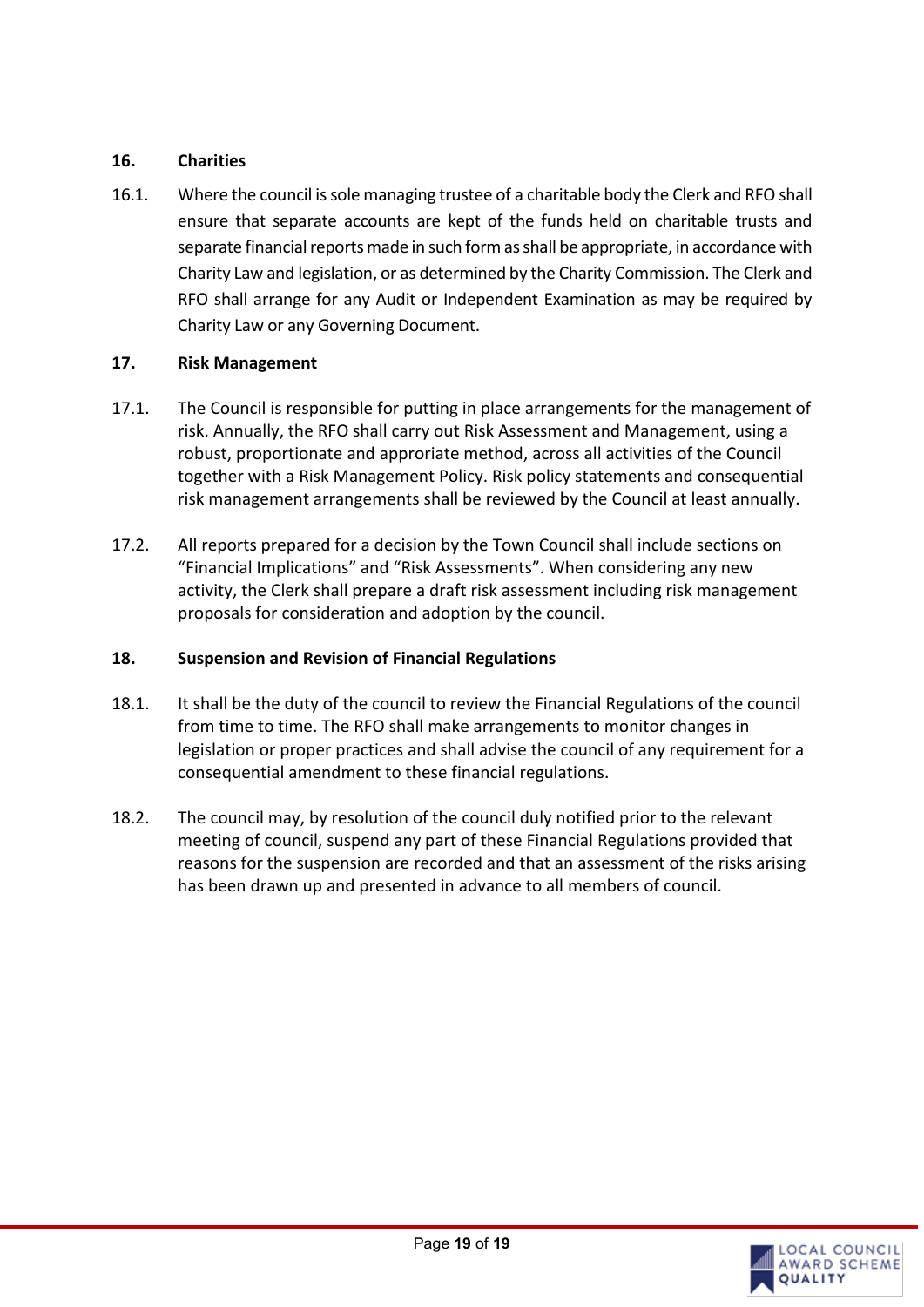## 16. Charities

16.1. Where the council is sole managing trustee of a charitable body the Clerk and RFO shall ensure that separate accounts are kept of the funds held on charitable trusts and separate financial reports made in such form as shall be appropriate, in accordance with Charity Law and legislation, or as determined by the Charity Commission. The Clerk and RFO shall arrange for any Audit or Independent Examination as may be required by Charity Law or any Governing Document.

## 17. Risk Management

17.1. The Council is responsible for putting in place arrangements for the management of risk. Annually, the RFO shall carry out Risk Assessment and Management, using a robust, proportionate and approriate method, across all activities of the Council together with a Risk Management Policy. Risk policy statements and consequential risk management arrangements shall be reviewed by the Council at least annually.

17.2. All reports prepared for a decision by the Town Council shall include sections on "Financial Implications" and "Risk Assessments". When considering any new activity, the Clerk shall prepare a draft risk assessment including risk management proposals for consideration and adoption by the council.

## 18. Suspension and Revision of Financial Regulations

18.1. It shall be the duty of the council to review the Financial Regulations of the council from time to time. The RFO shall make arrangements to monitor changes in legislation or proper practices and shall advise the council of any requirement for a consequential amendment to these financial regulations.

18.2. The council may, by resolution of the council duly notified prior to the relevant meeting of council, suspend any part of these Financial Regulations provided that reasons for the suspension are recorded and that an assessment of the risks arising has been drawn up and presented in advance to all members of council.